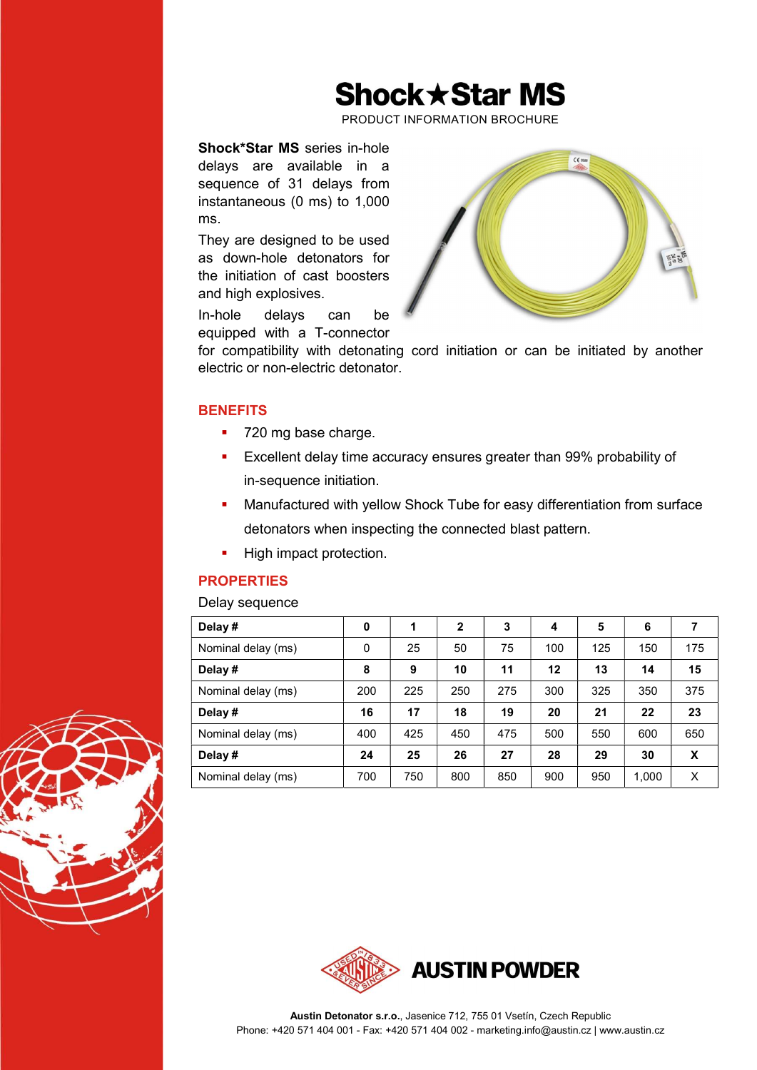# Shock★Star MS

PRODUCT INFORMATION BROCHURE

**Shock*Star MS** series in-hole delays are available in a sequence of 31 delays from instantaneous (0 ms) to 1,000 ms.

They are designed to be used as down-hole detonators for the initiation of cast boosters and high explosives.

In-hole delays can be equipped with a T-connector for compatibility with detonating cord initiation or can be initiated by another electric or non-electric detonator.

## BENEFITS

- 720 mg base charge.
- Excellent delay time accuracy ensures greater than 99% probability of in-sequence initiation.
- Manufactured with yellow Shock Tube for easy differentiation from surface detonators when inspecting the connected blast pattern.
- High impact protection.

## PROPERTIES

Delay sequence

| **Delay #** | **0** | **1** | **2** | **3** | **4** | **5** | **6** | **7** |
|---|---|---|---|---|---|---|---|---|
| Nominal delay (ms) | 0 | 25 | 50 | 75 | 100 | 125 | 150 | 175 |
| **Delay #** | **8** | **9** | **10** | **11** | **12** | **13** | **14** | **15** |
| Nominal delay (ms) | 200 | 225 | 250 | 275 | 300 | 325 | 350 | 375 |
| **Delay #** | **16** | **17** | **18** | **19** | **20** | **21** | **22** | **23** |
| Nominal delay (ms) | 400 | 425 | 450 | 475 | 500 | 550 | 600 | 650 |
| **Delay #** | **24** | **25** | **26** | **27** | **28** | **29** | **30** | **X** |
| Nominal delay (ms) | 700 | 750 | 800 | 850 | 900 | 950 | 1,000 | X |

AUSTIN POWDER

**Austin Detonator s.r.o.**, Jasenice 712, 755 01 Vsetín, Czech Republic
Phone: +420 571 404 001 - Fax: +420 571 404 002 - marketing.info@austin.cz | www.austin.cz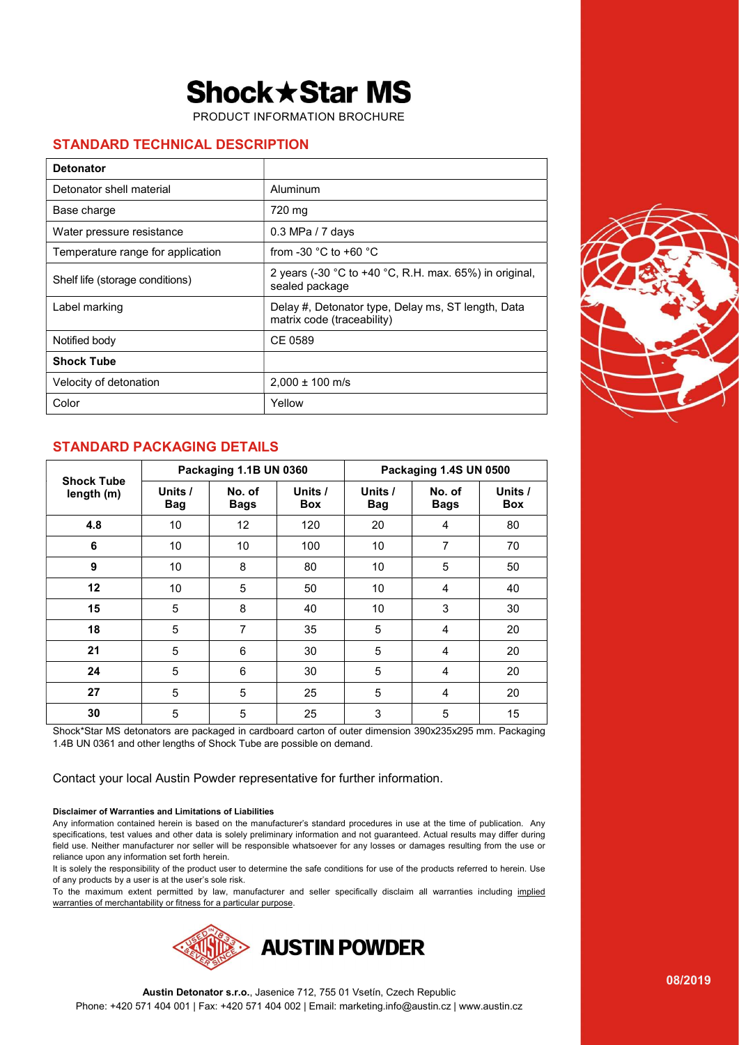# Shock★Star MS

PRODUCT INFORMATION BROCHURE

## STANDARD TECHNICAL DESCRIPTION

| **Detonator** | |
|---|---|
| Detonator shell material | Aluminum |
| Base charge | 720 mg |
| Water pressure resistance | 0.3 MPa / 7 days |
| Temperature range for application | from -30 °C to +60 °C |
| Shelf life (storage conditions) | 2 years (-30 °C to +40 °C, R.H. max. 65%) in original, sealed package |
| Label marking | Delay #, Detonator type, Delay ms, ST length, Data matrix code (traceability) |
| Notified body | CE 0589 |
| **Shock Tube** | |
| Velocity of detonation | 2,000 ± 100 m/s |
| Color | Yellow |

## STANDARD PACKAGING DETAILS

| Shock Tube length (m) | Packaging 1.1B UN 0360 | | | Packaging 1.4S UN 0500 | | |
|---|---|---|---|---|---|---|
| | Units / Bag | No. of Bags | Units / Box | Units / Bag | No. of Bags | Units / Box |
| **4.8** | 10 | 12 | 120 | 20 | 4 | 80 |
| **6** | 10 | 10 | 100 | 10 | 7 | 70 |
| **9** | 10 | 8 | 80 | 10 | 5 | 50 |
| **12** | 10 | 5 | 50 | 10 | 4 | 40 |
| **15** | 5 | 8 | 40 | 10 | 3 | 30 |
| **18** | 5 | 7 | 35 | 5 | 4 | 20 |
| **21** | 5 | 6 | 30 | 5 | 4 | 20 |
| **24** | 5 | 6 | 30 | 5 | 4 | 20 |
| **27** | 5 | 5 | 25 | 5 | 4 | 20 |
| **30** | 5 | 5 | 25 | 3 | 5 | 15 |

Shock*Star MS detonators are packaged in cardboard carton of outer dimension 390x235x295 mm. Packaging 1.4B UN 0361 and other lengths of Shock Tube are possible on demand.

Contact your local Austin Powder representative for further information.

**Disclaimer of Warranties and Limitations of Liabilities**

Any information contained herein is based on the manufacturer's standard procedures in use at the time of publication. Any specifications, test values and other data is solely preliminary information and not guaranteed. Actual results may differ during field use. Neither manufacturer nor seller will be responsible whatsoever for any losses or damages resulting from the use or reliance upon any information set forth herein.

It is solely the responsibility of the product user to determine the safe conditions for use of the products referred to herein. Use of any products by a user is at the user's sole risk.

To the maximum extent permitted by law, manufacturer and seller specifically disclaim all warranties including implied warranties of merchantability or fitness for a particular purpose.

AUSTIN POWDER

**Austin Detonator s.r.o.**, Jasenice 712, 755 01 Vsetín, Czech Republic
Phone: +420 571 404 001 | Fax: +420 571 404 002 | Email: marketing.info@austin.cz | www.austin.cz

08/2019